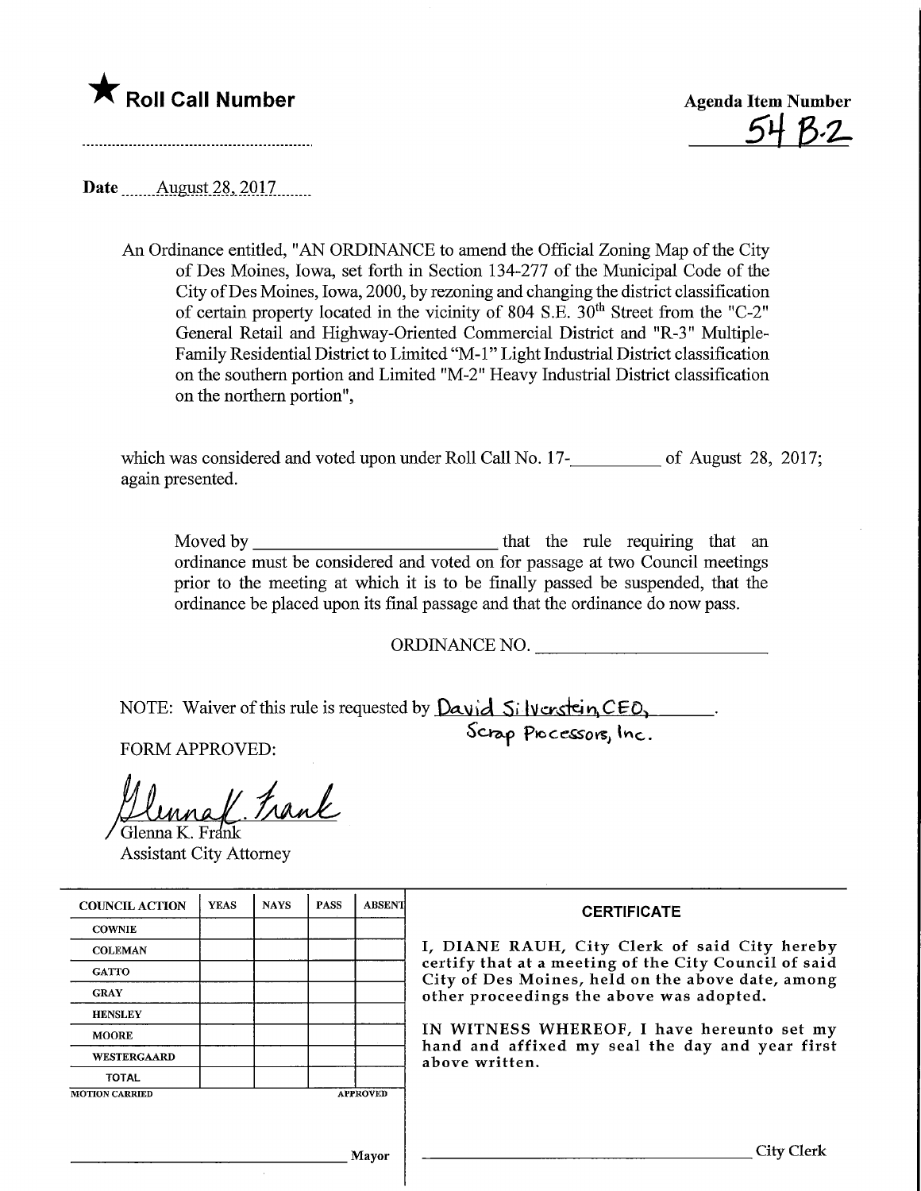★ **Roll Call Number**

**Agenda Item Number**

54 B-2

**Date** August 28, 2017

An Ordinance entitled, "AN ORDINANCE to amend the Official Zoning Map of the City of Des Moines, Iowa, set forth in Section 134-277 of the Municipal Code of the City of Des Moines, Iowa, 2000, by rezoning and changing the district classification of certain property located in the vicinity of 804 S.E. 30th Street from the "C-2" General Retail and Highway-Oriented Commercial District and "R-3" Multiple-Family Residential District to Limited "M-1" Light Industrial District classification on the southern portion and Limited "M-2" Heavy Industrial District classification on the northern portion",

which was considered and voted upon under Roll Call No. 17-__________ of August 28, 2017; again presented.

Moved by ____________________________ that the rule requiring that an ordinance must be considered and voted on for passage at two Council meetings prior to the meeting at which it is to be finally passed be suspended, that the ordinance be placed upon its final passage and that the ordinance do now pass.

ORDINANCE NO. __________________________

NOTE: Waiver of this rule is requested by David Silverstein, CEO, Scrap Processors, Inc.

FORM APPROVED:

Glenna K. Frank
Glenna K. Frank
Assistant City Attorney

| COUNCIL ACTION | YEAS | NAYS | PASS | ABSENT |
|---|---|---|---|---|
| COWNIE | | | | |
| COLEMAN | | | | |
| GATTO | | | | |
| GRAY | | | | |
| HENSLEY | | | | |
| MOORE | | | | |
| WESTERGAARD | | | | |
| TOTAL | | | | |

MOTION CARRIED APPROVED

______________________________ Mayor

**CERTIFICATE**

I, DIANE RAUH, City Clerk of said City hereby certify that at a meeting of the City Council of said City of Des Moines, held on the above date, among other proceedings the above was adopted.

IN WITNESS WHEREOF, I have hereunto set my hand and affixed my seal the day and year first above written.

______________________________ City Clerk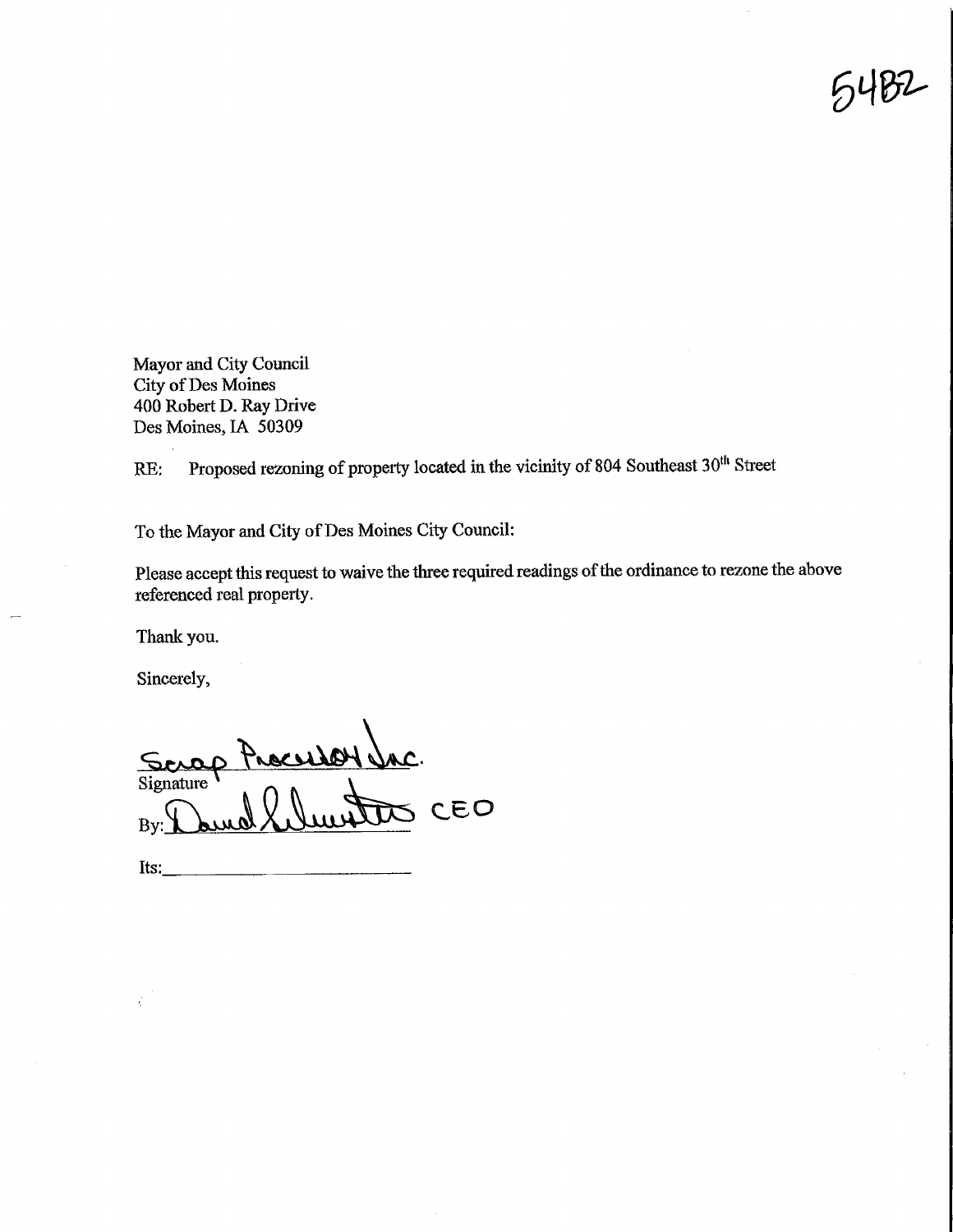54B2

Mayor and City Council
City of Des Moines
400 Robert D. Ray Drive
Des Moines, IA 50309

RE: Proposed rezoning of property located in the vicinity of 804 Southeast 30[th] Street

To the Mayor and City of Des Moines City Council:

Please accept this request to waive the three required readings of the ordinance to rezone the above referenced real property.

Thank you.

Sincerely,

Scrap Processor Inc.
Signature

By: David Silverstein CEO

Its:\_\_\_\_\_\_\_\_\_\_\_\_\_\_\_\_\_\_\_\_